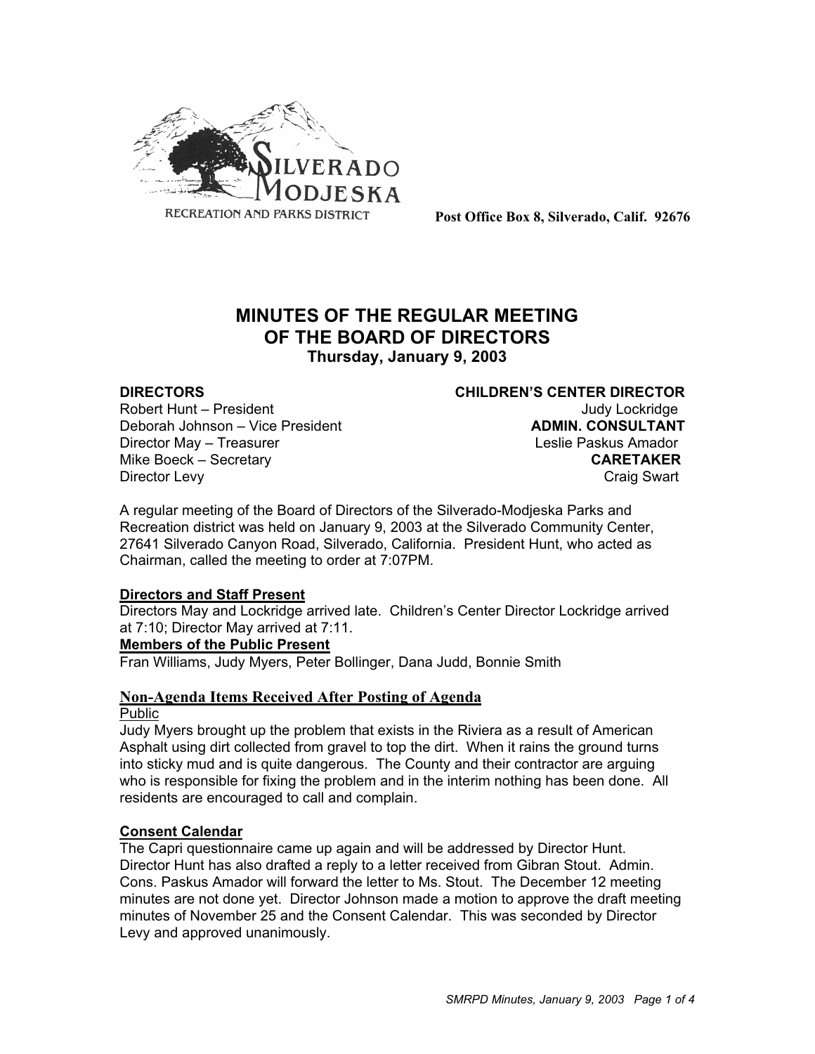SILVERADO MODJESKA
RECREATION AND PARKS DISTRICT

**Post Office Box 8, Silverado, Calif. 92676**

# MINUTES OF THE REGULAR MEETING OF THE BOARD OF DIRECTORS

**Thursday, January 9, 2003**

**DIRECTORS**
Robert Hunt – President
Deborah Johnson – Vice President
Director May – Treasurer
Mike Boeck – Secretary
Director Levy

**CHILDREN'S CENTER DIRECTOR**
Judy Lockridge

**ADMIN. CONSULTANT**
Leslie Paskus Amador

**CARETAKER**
Craig Swart

A regular meeting of the Board of Directors of the Silverado-Modjeska Parks and Recreation district was held on January 9, 2003 at the Silverado Community Center, 27641 Silverado Canyon Road, Silverado, California. President Hunt, who acted as Chairman, called the meeting to order at 7:07PM.

**Directors and Staff Present**

Directors May and Lockridge arrived late. Children's Center Director Lockridge arrived at 7:10; Director May arrived at 7:11.

**Members of the Public Present**

Fran Williams, Judy Myers, Peter Bollinger, Dana Judd, Bonnie Smith

## Non-Agenda Items Received After Posting of Agenda

Public

Judy Myers brought up the problem that exists in the Riviera as a result of American Asphalt using dirt collected from gravel to top the dirt. When it rains the ground turns into sticky mud and is quite dangerous. The County and their contractor are arguing who is responsible for fixing the problem and in the interim nothing has been done. All residents are encouraged to call and complain.

**Consent Calendar**

The Capri questionnaire came up again and will be addressed by Director Hunt. Director Hunt has also drafted a reply to a letter received from Gibran Stout. Admin. Cons. Paskus Amador will forward the letter to Ms. Stout. The December 12 meeting minutes are not done yet. Director Johnson made a motion to approve the draft meeting minutes of November 25 and the Consent Calendar. This was seconded by Director Levy and approved unanimously.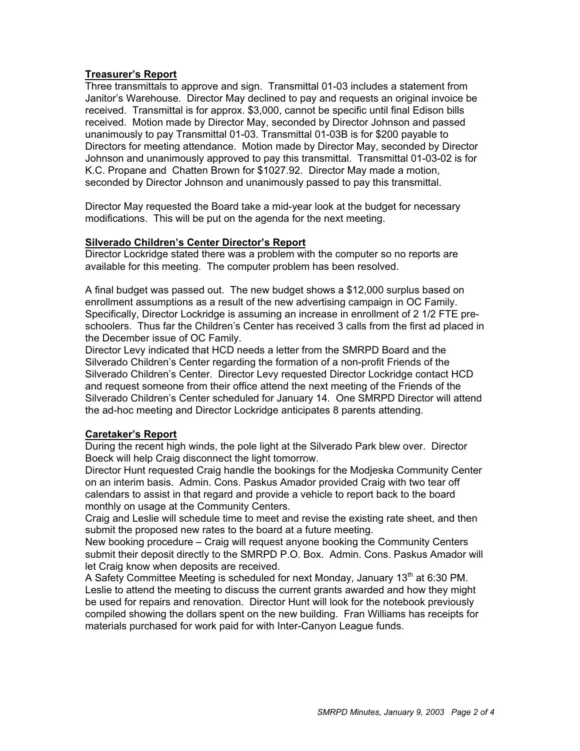**Treasurer's Report**

Three transmittals to approve and sign. Transmittal 01-03 includes a statement from Janitor's Warehouse. Director May declined to pay and requests an original invoice be received. Transmittal is for approx. $3,000, cannot be specific until final Edison bills received. Motion made by Director May, seconded by Director Johnson and passed unanimously to pay Transmittal 01-03. Transmittal 01-03B is for $200 payable to Directors for meeting attendance. Motion made by Director May, seconded by Director Johnson and unanimously approved to pay this transmittal. Transmittal 01-03-02 is for K.C. Propane and Chatten Brown for $1027.92. Director May made a motion, seconded by Director Johnson and unanimously passed to pay this transmittal.

Director May requested the Board take a mid-year look at the budget for necessary modifications. This will be put on the agenda for the next meeting.

**Silverado Children's Center Director's Report**

Director Lockridge stated there was a problem with the computer so no reports are available for this meeting. The computer problem has been resolved.

A final budget was passed out. The new budget shows a $12,000 surplus based on enrollment assumptions as a result of the new advertising campaign in OC Family. Specifically, Director Lockridge is assuming an increase in enrollment of 2 1/2 FTE pre-schoolers. Thus far the Children's Center has received 3 calls from the first ad placed in the December issue of OC Family.

Director Levy indicated that HCD needs a letter from the SMRPD Board and the Silverado Children's Center regarding the formation of a non-profit Friends of the Silverado Children's Center. Director Levy requested Director Lockridge contact HCD and request someone from their office attend the next meeting of the Friends of the Silverado Children's Center scheduled for January 14. One SMRPD Director will attend the ad-hoc meeting and Director Lockridge anticipates 8 parents attending.

**Caretaker's Report**

During the recent high winds, the pole light at the Silverado Park blew over. Director Boeck will help Craig disconnect the light tomorrow.

Director Hunt requested Craig handle the bookings for the Modjeska Community Center on an interim basis. Admin. Cons. Paskus Amador provided Craig with two tear off calendars to assist in that regard and provide a vehicle to report back to the board monthly on usage at the Community Centers.

Craig and Leslie will schedule time to meet and revise the existing rate sheet, and then submit the proposed new rates to the board at a future meeting.

New booking procedure – Craig will request anyone booking the Community Centers submit their deposit directly to the SMRPD P.O. Box. Admin. Cons. Paskus Amador will let Craig know when deposits are received.

A Safety Committee Meeting is scheduled for next Monday, January 13th at 6:30 PM. Leslie to attend the meeting to discuss the current grants awarded and how they might be used for repairs and renovation. Director Hunt will look for the notebook previously compiled showing the dollars spent on the new building. Fran Williams has receipts for materials purchased for work paid for with Inter-Canyon League funds.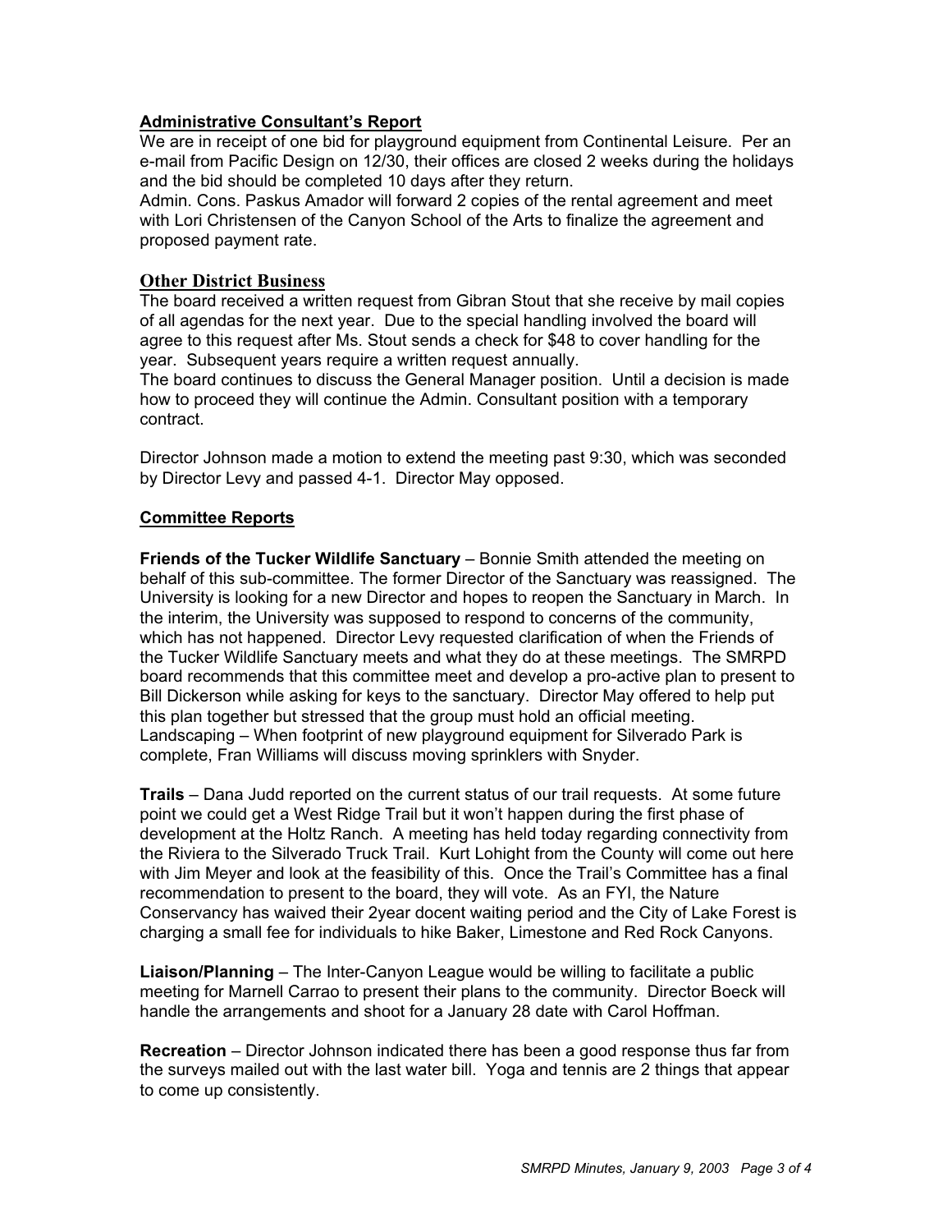**Administrative Consultant's Report**

We are in receipt of one bid for playground equipment from Continental Leisure. Per an e-mail from Pacific Design on 12/30, their offices are closed 2 weeks during the holidays and the bid should be completed 10 days after they return.

Admin. Cons. Paskus Amador will forward 2 copies of the rental agreement and meet with Lori Christensen of the Canyon School of the Arts to finalize the agreement and proposed payment rate.

**Other District Business**

The board received a written request from Gibran Stout that she receive by mail copies of all agendas for the next year. Due to the special handling involved the board will agree to this request after Ms. Stout sends a check for $48 to cover handling for the year. Subsequent years require a written request annually.

The board continues to discuss the General Manager position. Until a decision is made how to proceed they will continue the Admin. Consultant position with a temporary contract.

Director Johnson made a motion to extend the meeting past 9:30, which was seconded by Director Levy and passed 4-1. Director May opposed.

**Committee Reports**

**Friends of the Tucker Wildlife Sanctuary** – Bonnie Smith attended the meeting on behalf of this sub-committee. The former Director of the Sanctuary was reassigned. The University is looking for a new Director and hopes to reopen the Sanctuary in March. In the interim, the University was supposed to respond to concerns of the community, which has not happened. Director Levy requested clarification of when the Friends of the Tucker Wildlife Sanctuary meets and what they do at these meetings. The SMRPD board recommends that this committee meet and develop a pro-active plan to present to Bill Dickerson while asking for keys to the sanctuary. Director May offered to help put this plan together but stressed that the group must hold an official meeting.

Landscaping – When footprint of new playground equipment for Silverado Park is complete, Fran Williams will discuss moving sprinklers with Snyder.

**Trails** – Dana Judd reported on the current status of our trail requests. At some future point we could get a West Ridge Trail but it won't happen during the first phase of development at the Holtz Ranch. A meeting has held today regarding connectivity from the Riviera to the Silverado Truck Trail. Kurt Lohight from the County will come out here with Jim Meyer and look at the feasibility of this. Once the Trail's Committee has a final recommendation to present to the board, they will vote. As an FYI, the Nature Conservancy has waived their 2year docent waiting period and the City of Lake Forest is charging a small fee for individuals to hike Baker, Limestone and Red Rock Canyons.

**Liaison/Planning** – The Inter-Canyon League would be willing to facilitate a public meeting for Marnell Carrao to present their plans to the community. Director Boeck will handle the arrangements and shoot for a January 28 date with Carol Hoffman.

**Recreation** – Director Johnson indicated there has been a good response thus far from the surveys mailed out with the last water bill. Yoga and tennis are 2 things that appear to come up consistently.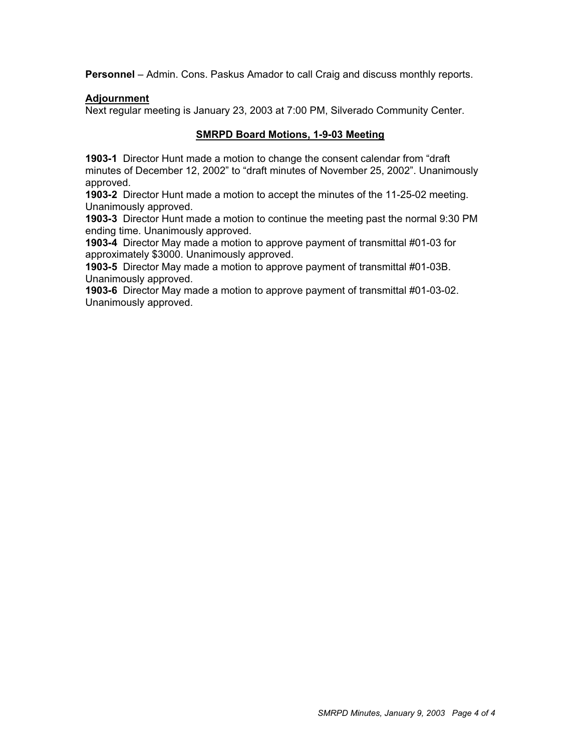**Personnel** – Admin. Cons. Paskus Amador to call Craig and discuss monthly reports.

## Adjournment

Next regular meeting is January 23, 2003 at 7:00 PM, Silverado Community Center.

## SMRPD Board Motions, 1-9-03 Meeting

**1903-1** Director Hunt made a motion to change the consent calendar from "draft minutes of December 12, 2002" to "draft minutes of November 25, 2002". Unanimously approved.

**1903-2** Director Hunt made a motion to accept the minutes of the 11-25-02 meeting. Unanimously approved.

**1903-3** Director Hunt made a motion to continue the meeting past the normal 9:30 PM ending time. Unanimously approved.

**1903-4** Director May made a motion to approve payment of transmittal #01-03 for approximately $3000. Unanimously approved.

**1903-5** Director May made a motion to approve payment of transmittal #01-03B. Unanimously approved.

**1903-6** Director May made a motion to approve payment of transmittal #01-03-02. Unanimously approved.